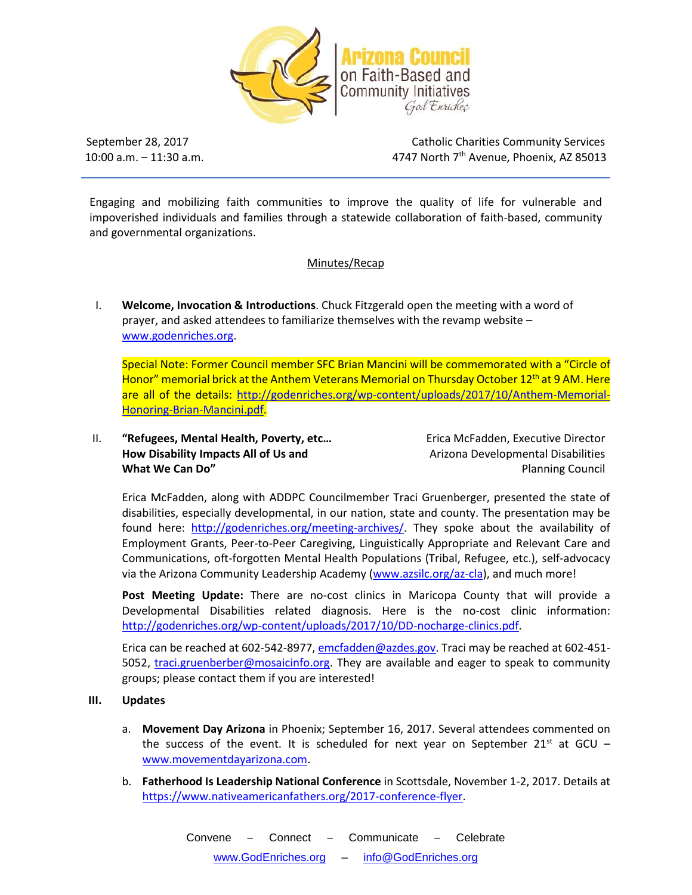# Arizona Council on Faith-Based and Community Initiatives

God Enriches

September 28, 2017
10:00 a.m. – 11:30 a.m.

Catholic Charities Community Services
4747 North 7th Avenue, Phoenix, AZ 85013

Engaging and mobilizing faith communities to improve the quality of life for vulnerable and impoverished individuals and families through a statewide collaboration of faith-based, community and governmental organizations.

## Minutes/Recap

I. **Welcome, Invocation & Introductions**. Chuck Fitzgerald open the meeting with a word of prayer, and asked attendees to familiarize themselves with the revamp website – www.godenriches.org.

   Special Note: Former Council member SFC Brian Mancini will be commemorated with a "Circle of Honor" memorial brick at the Anthem Veterans Memorial on Thursday October 12th at 9 AM. Here are all of the details: http://godenriches.org/wp-content/uploads/2017/10/Anthem-Memorial-Honoring-Brian-Mancini.pdf.

II. **"Refugees, Mental Health, Poverty, etc… How Disability Impacts All of Us and What We Can Do"** — Erica McFadden, Executive Director, Arizona Developmental Disabilities Planning Council

   Erica McFadden, along with ADDPC Councilmember Traci Gruenberger, presented the state of disabilities, especially developmental, in our nation, state and county. The presentation may be found here: http://godenriches.org/meeting-archives/. They spoke about the availability of Employment Grants, Peer-to-Peer Caregiving, Linguistically Appropriate and Relevant Care and Communications, oft-forgotten Mental Health Populations (Tribal, Refugee, etc.), self-advocacy via the Arizona Community Leadership Academy (www.azsilc.org/az-cla), and much more!

   **Post Meeting Update:** There are no-cost clinics in Maricopa County that will provide a Developmental Disabilities related diagnosis. Here is the no-cost clinic information: http://godenriches.org/wp-content/uploads/2017/10/DD-nocharge-clinics.pdf.

   Erica can be reached at 602-542-8977, emcfadden@azdes.gov. Traci may be reached at 602-451-5052, traci.gruenberber@mosaicinfo.org. They are available and eager to speak to community groups; please contact them if you are interested!

III. **Updates**

   a. **Movement Day Arizona** in Phoenix; September 16, 2017. Several attendees commented on the success of the event. It is scheduled for next year on September 21st at GCU – www.movementdayarizona.com.

   b. **Fatherhood Is Leadership National Conference** in Scottsdale, November 1-2, 2017. Details at https://www.nativeamericanfathers.org/2017-conference-flyer.

Convene – Connect – Communicate – Celebrate

www.GodEnriches.org – info@GodEnriches.org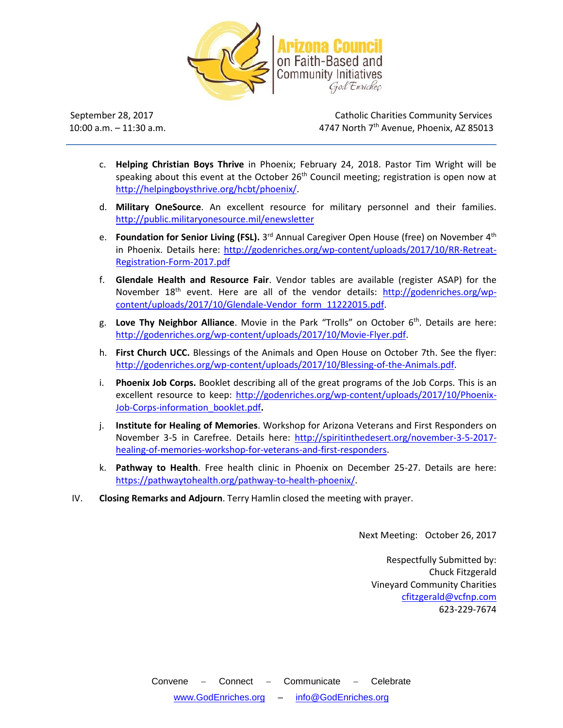Arizona Council on Faith-Based and Community Initiatives
God Enriches

September 28, 2017
10:00 a.m. – 11:30 a.m.

Catholic Charities Community Services
4747 North 7th Avenue, Phoenix, AZ 85013

c. **Helping Christian Boys Thrive** in Phoenix; February 24, 2018. Pastor Tim Wright will be speaking about this event at the October 26th Council meeting; registration is open now at http://helpingboysthrive.org/hcbt/phoenix/.

d. **Military OneSource**. An excellent resource for military personnel and their families. http://public.militaryonesource.mil/enewsletter

e. **Foundation for Senior Living (FSL).** 3rd Annual Caregiver Open House (free) on November 4th in Phoenix. Details here: http://godenriches.org/wp-content/uploads/2017/10/RR-Retreat-Registration-Form-2017.pdf

f. **Glendale Health and Resource Fair**. Vendor tables are available (register ASAP) for the November 18th event. Here are all of the vendor details: http://godenriches.org/wp-content/uploads/2017/10/Glendale-Vendor_form_11222015.pdf.

g. **Love Thy Neighbor Alliance**. Movie in the Park "Trolls" on October 6th. Details are here: http://godenriches.org/wp-content/uploads/2017/10/Movie-Flyer.pdf.

h. **First Church UCC.** Blessings of the Animals and Open House on October 7th. See the flyer: http://godenriches.org/wp-content/uploads/2017/10/Blessing-of-the-Animals.pdf.

i. **Phoenix Job Corps.** Booklet describing all of the great programs of the Job Corps. This is an excellent resource to keep: http://godenriches.org/wp-content/uploads/2017/10/Phoenix-Job-Corps-information_booklet.pdf**.**

j. **Institute for Healing of Memories**. Workshop for Arizona Veterans and First Responders on November 3-5 in Carefree. Details here: http://spiritinthedesert.org/november-3-5-2017-healing-of-memories-workshop-for-veterans-and-first-responders.

k. **Pathway to Health**. Free health clinic in Phoenix on December 25-27. Details are here: https://pathwaytohealth.org/pathway-to-health-phoenix/.

IV. **Closing Remarks and Adjourn**. Terry Hamlin closed the meeting with prayer.

Next Meeting: October 26, 2017

Respectfully Submitted by:
Chuck Fitzgerald
Vineyard Community Charities
cfitzgerald@vcfnp.com
623-229-7674

Convene – Connect – Communicate – Celebrate
www.GodEnriches.org – info@GodEnriches.org